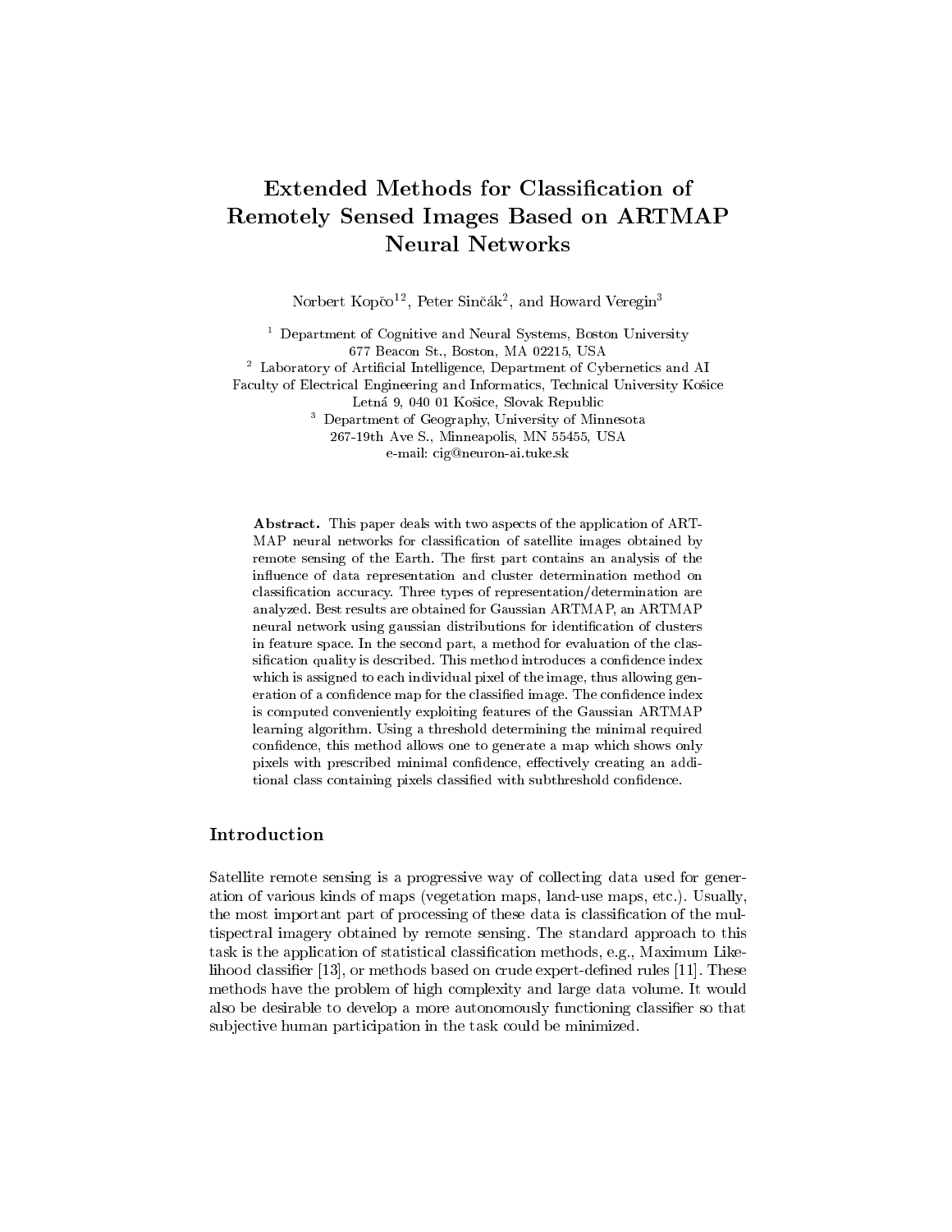# Extended Methods for Classification of Remotely Sensed Images Based on ARTMAP Neural Networks

Norbert Kopčo[1,2], Peter Sinčák[2], and Howard Veregin[3]

[1] Department of Cognitive and Neural Systems, Boston University
677 Beacon St., Boston, MA 02215, USA

[2] Laboratory of Artificial Intelligence, Department of Cybernetics and AI
Faculty of Electrical Engineering and Informatics, Technical University Košice
Letná 9, 040 01 Košice, Slovak Republic

[3] Department of Geography, University of Minnesota
267-19th Ave S., Minneapolis, MN 55455, USA
e-mail: cig@neuron-ai.tuke.sk

**Abstract.** This paper deals with two aspects of the application of ARTMAP neural networks for classification of satellite images obtained by remote sensing of the Earth. The first part contains an analysis of the influence of data representation and cluster determination method on classification accuracy. Three types of representation/determination are analyzed. Best results are obtained for Gaussian ARTMAP, an ARTMAP neural network using gaussian distributions for identification of clusters in feature space. In the second part, a method for evaluation of the classification quality is described. This method introduces a confidence index which is assigned to each individual pixel of the image, thus allowing generation of a confidence map for the classified image. The confidence index is computed conveniently exploiting features of the Gaussian ARTMAP learning algorithm. Using a threshold determining the minimal required confidence, this method allows one to generate a map which shows only pixels with prescribed minimal confidence, effectively creating an additional class containing pixels classified with subthreshold confidence.

## Introduction

Satellite remote sensing is a progressive way of collecting data used for generation of various kinds of maps (vegetation maps, land-use maps, etc.). Usually, the most important part of processing of these data is classification of the multispectral imagery obtained by remote sensing. The standard approach to this task is the application of statistical classification methods, e.g., Maximum Likelihood classifier [13], or methods based on crude expert-defined rules [11]. These methods have the problem of high complexity and large data volume. It would also be desirable to develop a more autonomously functioning classifier so that subjective human participation in the task could be minimized.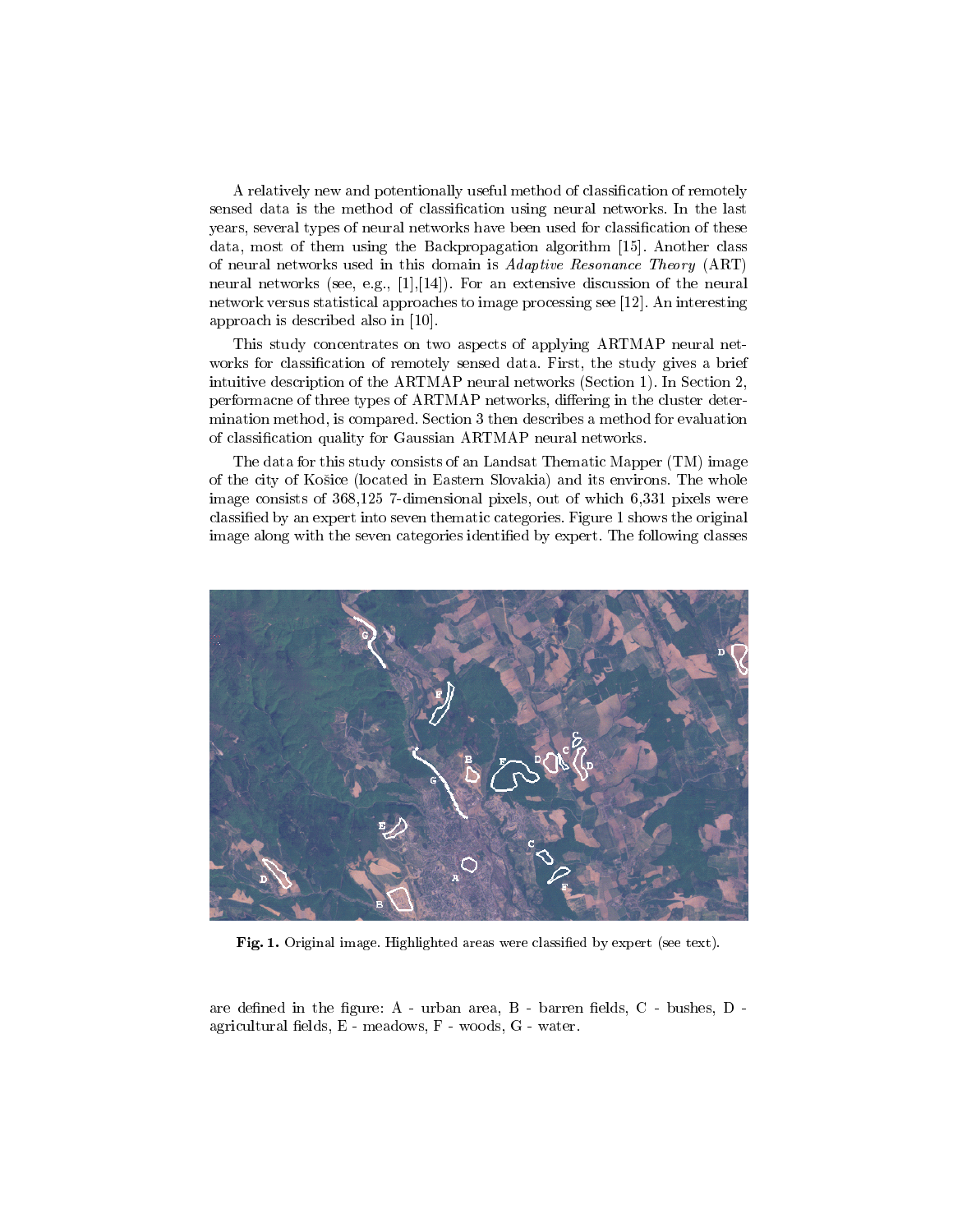A relatively new and potentially useful method of classification of remotely sensed data is the method of classification using neural networks. In the last years, several types of neural networks have been used for classification of these data, most of them using the Backpropagation algorithm [15]. Another class of neural networks used in this domain is *Adaptive Resonance Theory* (ART) neural networks (see, e.g., [1],[14]). For an extensive discussion of the neural network versus statistical approaches to image processing see [12]. An interesting approach is described also in [10].

This study concentrates on two aspects of applying ARTMAP neural networks for classification of remotely sensed data. First, the study gives a brief intuitive description of the ARTMAP neural networks (Section 1). In Section 2, performacne of three types of ARTMAP networks, differing in the cluster determination method, is compared. Section 3 then describes a method for evaluation of classification quality for Gaussian ARTMAP neural networks.

The data for this study consists of an Landsat Thematic Mapper (TM) image of the city of Košice (located in Eastern Slovakia) and its environs. The whole image consists of 368,125 7-dimensional pixels, out of which 6,331 pixels were classified by an expert into seven thematic categories. Figure 1 shows the original image along with the seven categories identified by expert. The following classes

**Fig. 1.** Original image. Highlighted areas were classified by expert (see text).

are defined in the figure: A - urban area, B - barren fields, C - bushes, D - agricultural fields, E - meadows, F - woods, G - water.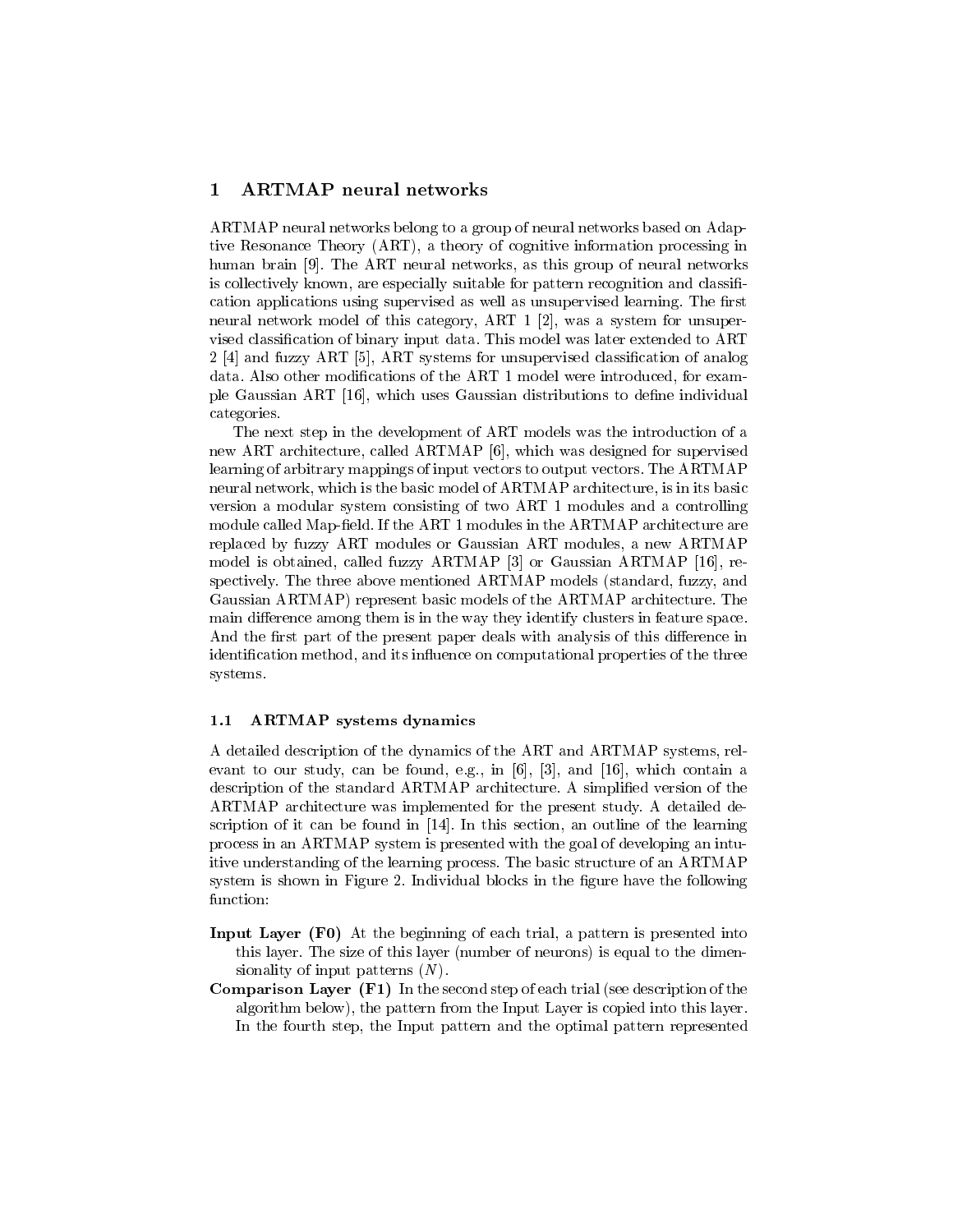# 1 ARTMAP neural networks

ARTMAP neural networks belong to a group of neural networks based on Adaptive Resonance Theory (ART), a theory of cognitive information processing in human brain [9]. The ART neural networks, as this group of neural networks is collectively known, are especially suitable for pattern recognition and classification applications using supervised as well as unsupervised learning. The first neural network model of this category, ART 1 [2], was a system for unsupervised classification of binary input data. This model was later extended to ART 2 [4] and fuzzy ART [5], ART systems for unsupervised classification of analog data. Also other modifications of the ART 1 model were introduced, for example Gaussian ART [16], which uses Gaussian distributions to define individual categories.

The next step in the development of ART models was the introduction of a new ART architecture, called ARTMAP [6], which was designed for supervised learning of arbitrary mappings of input vectors to output vectors. The ARTMAP neural network, which is the basic model of ARTMAP architecture, is in its basic version a modular system consisting of two ART 1 modules and a controlling module called Map-field. If the ART 1 modules in the ARTMAP architecture are replaced by fuzzy ART modules or Gaussian ART modules, a new ARTMAP model is obtained, called fuzzy ARTMAP [3] or Gaussian ARTMAP [16], respectively. The three above mentioned ARTMAP models (standard, fuzzy, and Gaussian ARTMAP) represent basic models of the ARTMAP architecture. The main difference among them is in the way they identify clusters in feature space. And the first part of the present paper deals with analysis of this difference in identification method, and its influence on computational properties of the three systems.

## 1.1 ARTMAP systems dynamics

A detailed description of the dynamics of the ART and ARTMAP systems, relevant to our study, can be found, e.g., in [6], [3], and [16], which contain a description of the standard ARTMAP architecture. A simplified version of the ARTMAP architecture was implemented for the present study. A detailed description of it can be found in [14]. In this section, an outline of the learning process in an ARTMAP system is presented with the goal of developing an intuitive understanding of the learning process. The basic structure of an ARTMAP system is shown in Figure 2. Individual blocks in the figure have the following function:

- **Input Layer (F0)** At the beginning of each trial, a pattern is presented into this layer. The size of this layer (number of neurons) is equal to the dimensionality of input patterns ($N$).
- **Comparison Layer (F1)** In the second step of each trial (see description of the algorithm below), the pattern from the Input Layer is copied into this layer. In the fourth step, the Input pattern and the optimal pattern represented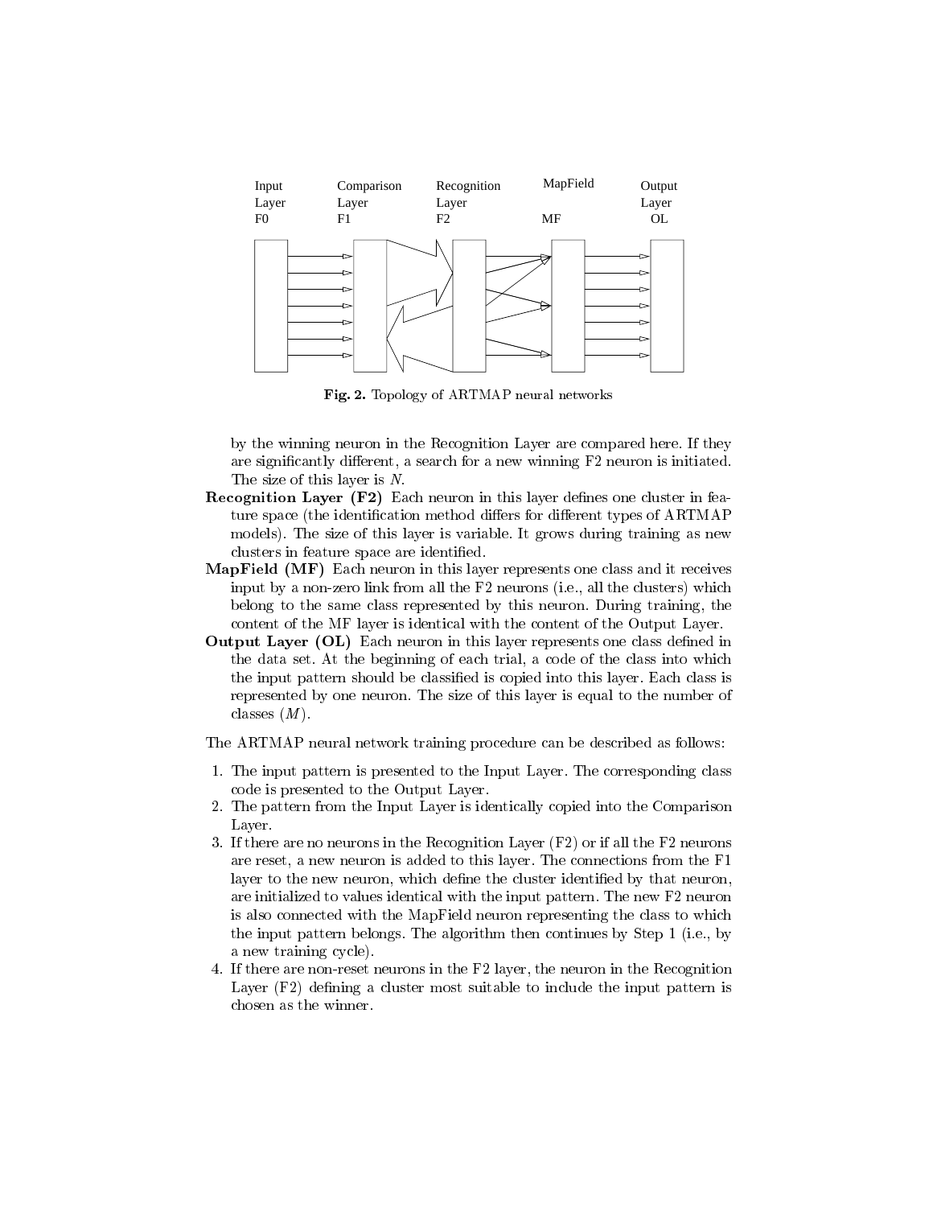**Fig. 2.** Topology of ARTMAP neural networks

by the winning neuron in the Recognition Layer are compared here. If they are significantly different, a search for a new winning F2 neuron is initiated. The size of this layer is $N$.

**Recognition Layer (F2)** Each neuron in this layer defines one cluster in feature space (the identification method differs for different types of ARTMAP models). The size of this layer is variable. It grows during training as new clusters in feature space are identified.

**MapField (MF)** Each neuron in this layer represents one class and it receives input by a non-zero link from all the F2 neurons (i.e., all the clusters) which belong to the same class represented by this neuron. During training, the content of the MF layer is identical with the content of the Output Layer.

**Output Layer (OL)** Each neuron in this layer represents one class defined in the data set. At the beginning of each trial, a code of the class into which the input pattern should be classified is copied into this layer. Each class is represented by one neuron. The size of this layer is equal to the number of classes ($M$).

The ARTMAP neural network training procedure can be described as follows:

1. The input pattern is presented to the Input Layer. The corresponding class code is presented to the Output Layer.
2. The pattern from the Input Layer is identically copied into the Comparison Layer.
3. If there are no neurons in the Recognition Layer (F2) or if all the F2 neurons are reset, a new neuron is added to this layer. The connections from the F1 layer to the new neuron, which define the cluster identified by that neuron, are initialized to values identical with the input pattern. The new F2 neuron is also connected with the MapField neuron representing the class to which the input pattern belongs. The algorithm then continues by Step 1 (i.e., by a new training cycle).
4. If there are non-reset neurons in the F2 layer, the neuron in the Recognition Layer (F2) defining a cluster most suitable to include the input pattern is chosen as the winner.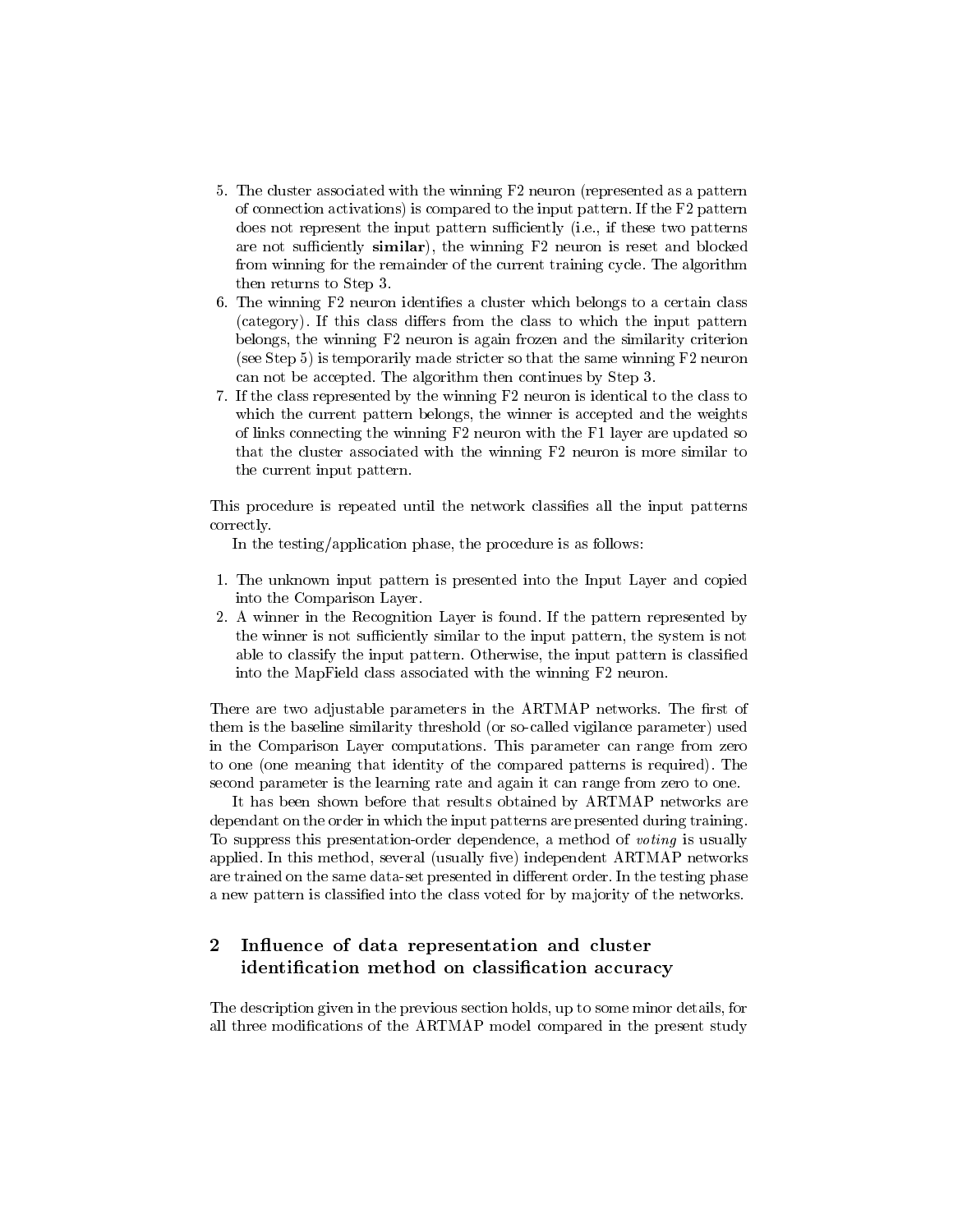5. The cluster associated with the winning F2 neuron (represented as a pattern of connection activations) is compared to the input pattern. If the F2 pattern does not represent the input pattern sufficiently (i.e., if these two patterns are not sufficiently **similar**), the winning F2 neuron is reset and blocked from winning for the remainder of the current training cycle. The algorithm then returns to Step 3.
6. The winning F2 neuron identifies a cluster which belongs to a certain class (category). If this class differs from the class to which the input pattern belongs, the winning F2 neuron is again frozen and the similarity criterion (see Step 5) is temporarily made stricter so that the same winning F2 neuron can not be accepted. The algorithm then continues by Step 3.
7. If the class represented by the winning F2 neuron is identical to the class to which the current pattern belongs, the winner is accepted and the weights of links connecting the winning F2 neuron with the F1 layer are updated so that the cluster associated with the winning F2 neuron is more similar to the current input pattern.

This procedure is repeated until the network classifies all the input patterns correctly.

In the testing/application phase, the procedure is as follows:

1. The unknown input pattern is presented into the Input Layer and copied into the Comparison Layer.
2. A winner in the Recognition Layer is found. If the pattern represented by the winner is not sufficiently similar to the input pattern, the system is not able to classify the input pattern. Otherwise, the input pattern is classified into the MapField class associated with the winning F2 neuron.

There are two adjustable parameters in the ARTMAP networks. The first of them is the baseline similarity threshold (or so-called vigilance parameter) used in the Comparison Layer computations. This parameter can range from zero to one (one meaning that identity of the compared patterns is required). The second parameter is the learning rate and again it can range from zero to one.

It has been shown before that results obtained by ARTMAP networks are dependant on the order in which the input patterns are presented during training. To suppress this presentation-order dependence, a method of *voting* is usually applied. In this method, several (usually five) independent ARTMAP networks are trained on the same data-set presented in different order. In the testing phase a new pattern is classified into the class voted for by majority of the networks.

## 2 Influence of data representation and cluster identification method on classification accuracy

The description given in the previous section holds, up to some minor details, for all three modifications of the ARTMAP model compared in the present study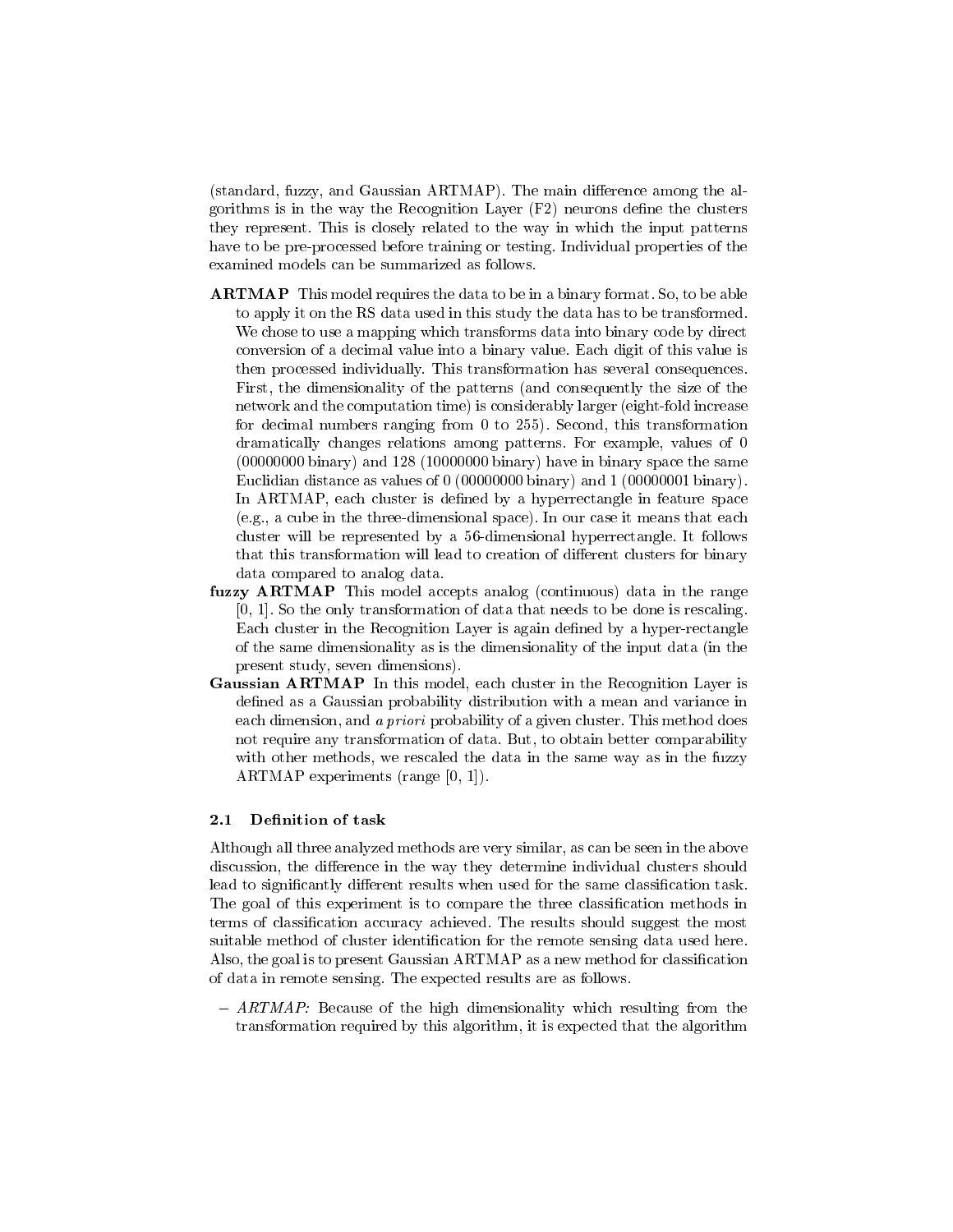(standard, fuzzy, and Gaussian ARTMAP). The main difference among the algorithms is in the way the Recognition Layer (F2) neurons define the clusters they represent. This is closely related to the way in which the input patterns have to be pre-processed before training or testing. Individual properties of the examined models can be summarized as follows.

**ARTMAP** This model requires the data to be in a binary format. So, to be able to apply it on the RS data used in this study the data has to be transformed. We chose to use a mapping which transforms data into binary code by direct conversion of a decimal value into a binary value. Each digit of this value is then processed individually. This transformation has several consequences. First, the dimensionality of the patterns (and consequently the size of the network and the computation time) is considerably larger (eight-fold increase for decimal numbers ranging from 0 to 255). Second, this transformation dramatically changes relations among patterns. For example, values of 0 (00000000 binary) and 128 (10000000 binary) have in binary space the same Euclidian distance as values of 0 (00000000 binary) and 1 (00000001 binary). In ARTMAP, each cluster is defined by a hyperrectangle in feature space (e.g., a cube in the three-dimensional space). In our case it means that each cluster will be represented by a 56-dimensional hyperrectangle. It follows that this transformation will lead to creation of different clusters for binary data compared to analog data.

**fuzzy ARTMAP** This model accepts analog (continuous) data in the range [0, 1]. So the only transformation of data that needs to be done is rescaling. Each cluster in the Recognition Layer is again defined by a hyper-rectangle of the same dimensionality as is the dimensionality of the input data (in the present study, seven dimensions).

**Gaussian ARTMAP** In this model, each cluster in the Recognition Layer is defined as a Gaussian probability distribution with a mean and variance in each dimension, and *a priori* probability of a given cluster. This method does not require any transformation of data. But, to obtain better comparability with other methods, we rescaled the data in the same way as in the fuzzy ARTMAP experiments (range [0, 1]).

### 2.1 Definition of task

Although all three analyzed methods are very similar, as can be seen in the above discussion, the difference in the way they determine individual clusters should lead to significantly different results when used for the same classification task. The goal of this experiment is to compare the three classification methods in terms of classification accuracy achieved. The results should suggest the most suitable method of cluster identification for the remote sensing data used here. Also, the goal is to present Gaussian ARTMAP as a new method for classification of data in remote sensing. The expected results are as follows.

– *ARTMAP:* Because of the high dimensionality which resulting from the transformation required by this algorithm, it is expected that the algorithm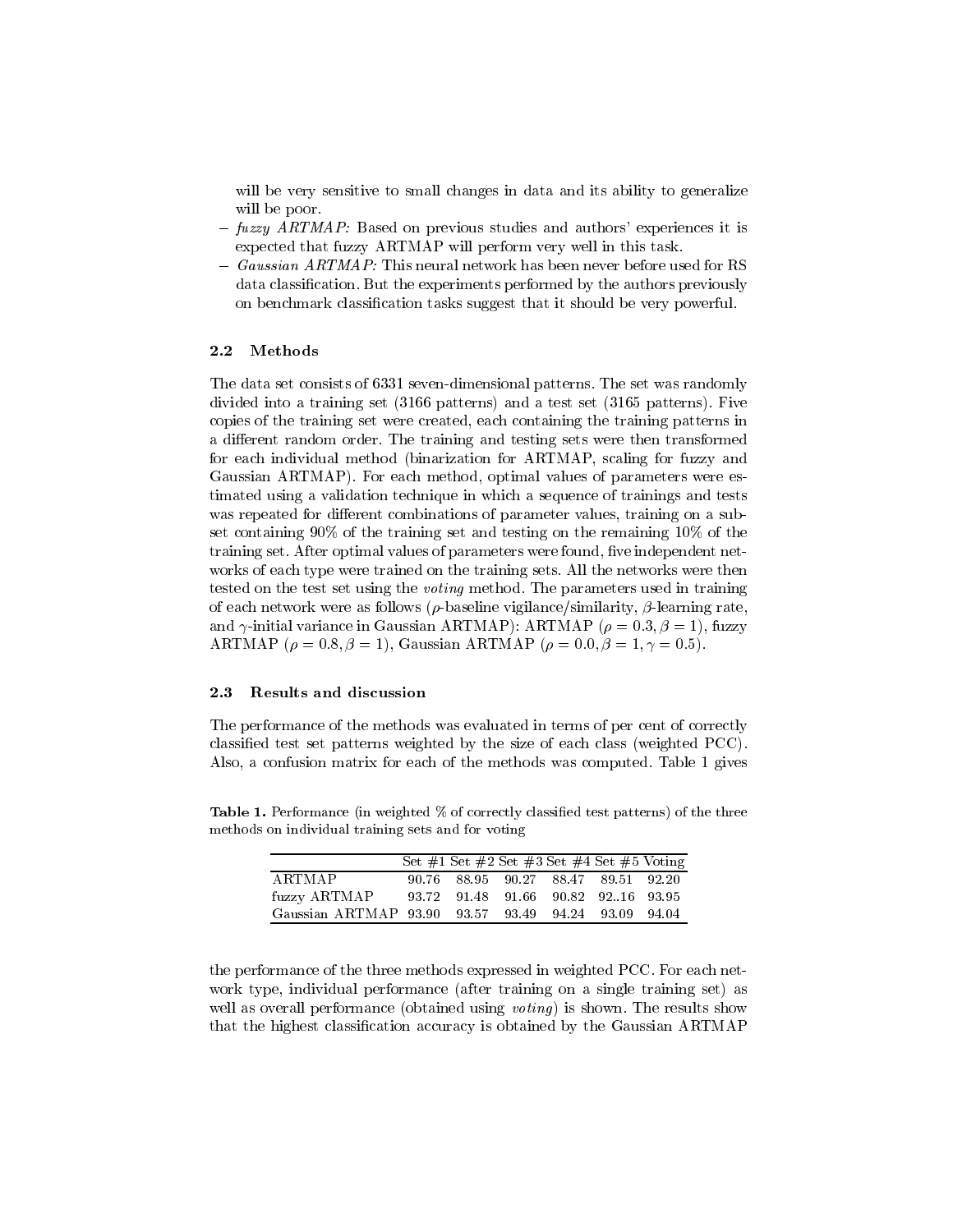will be very sensitive to small changes in data and its ability to generalize will be poor.

- *fuzzy ARTMAP:* Based on previous studies and authors' experiences it is expected that fuzzy ARTMAP will perform very well in this task.
- *Gaussian ARTMAP:* This neural network has been never before used for RS data classification. But the experiments performed by the authors previously on benchmark classification tasks suggest that it should be very powerful.

### 2.2 Methods

The data set consists of 6331 seven-dimensional patterns. The set was randomly divided into a training set (3166 patterns) and a test set (3165 patterns). Five copies of the training set were created, each containing the training patterns in a different random order. The training and testing sets were then transformed for each individual method (binarization for ARTMAP, scaling for fuzzy and Gaussian ARTMAP). For each method, optimal values of parameters were estimated using a validation technique in which a sequence of trainings and tests was repeated for different combinations of parameter values, training on a subset containing 90% of the training set and testing on the remaining 10% of the training set. After optimal values of parameters were found, five independent networks of each type were trained on the training sets. All the networks were then tested on the test set using the *voting* method. The parameters used in training of each network were as follows ($\rho$-baseline vigilance/similarity, $\beta$-learning rate, and $\gamma$-initial variance in Gaussian ARTMAP): ARTMAP ($\rho = 0.3, \beta = 1$), fuzzy ARTMAP ($\rho = 0.8, \beta = 1$), Gaussian ARTMAP ($\rho = 0.0, \beta = 1, \gamma = 0.5$).

### 2.3 Results and discussion

The performance of the methods was evaluated in terms of per cent of correctly classified test set patterns weighted by the size of each class (weighted PCC). Also, a confusion matrix for each of the methods was computed. Table 1 gives

**Table 1.** Performance (in weighted % of correctly classified test patterns) of the three methods on individual training sets and for voting

| | Set #1 | Set #2 | Set #3 | Set #4 | Set #5 | Voting |
|---|---|---|---|---|---|---|
| ARTMAP | 90.76 | 88.95 | 90.27 | 88.47 | 89.51 | 92.20 |
| fuzzy ARTMAP | 93.72 | 91.48 | 91.66 | 90.82 | 92..16 | 93.95 |
| Gaussian ARTMAP | 93.90 | 93.57 | 93.49 | 94.24 | 93.09 | 94.04 |

the performance of the three methods expressed in weighted PCC. For each network type, individual performance (after training on a single training set) as well as overall performance (obtained using *voting*) is shown. The results show that the highest classification accuracy is obtained by the Gaussian ARTMAP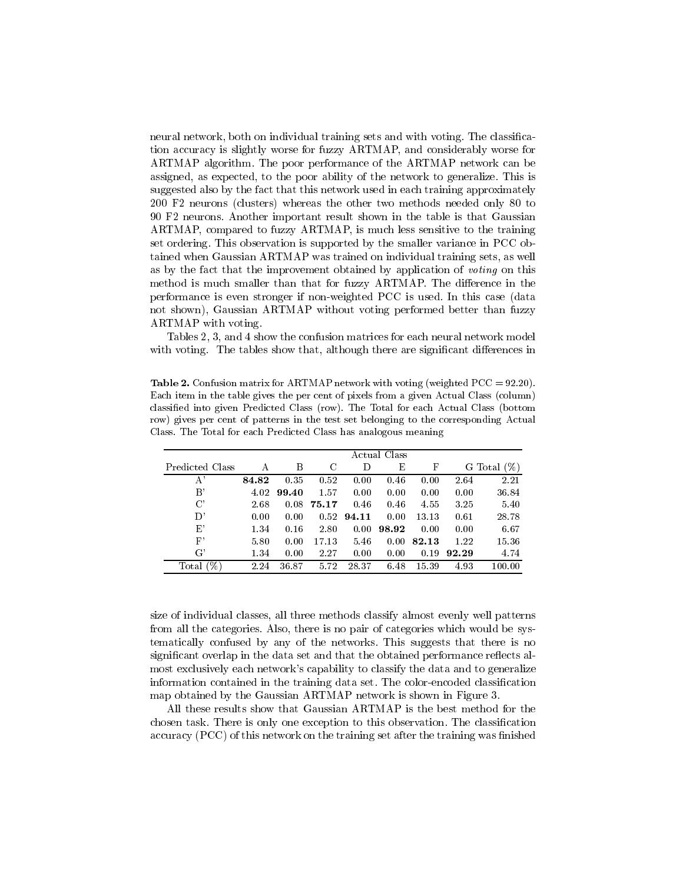neural network, both on individual training sets and with voting. The classification accuracy is slightly worse for fuzzy ARTMAP, and considerably worse for ARTMAP algorithm. The poor performance of the ARTMAP network can be assigned, as expected, to the poor ability of the network to generalize. This is suggested also by the fact that this network used in each training approximately 200 F2 neurons (clusters) whereas the other two methods needed only 80 to 90 F2 neurons. Another important result shown in the table is that Gaussian ARTMAP, compared to fuzzy ARTMAP, is much less sensitive to the training set ordering. This observation is supported by the smaller variance in PCC obtained when Gaussian ARTMAP was trained on individual training sets, as well as by the fact that the improvement obtained by application of *voting* on this method is much smaller than that for fuzzy ARTMAP. The difference in the performance is even stronger if non-weighted PCC is used. In this case (data not shown), Gaussian ARTMAP without voting performed better than fuzzy ARTMAP with voting.

Tables 2, 3, and 4 show the confusion matrices for each neural network model with voting. The tables show that, although there are significant differences in

**Table 2.** Confusion matrix for ARTMAP network with voting (weighted PCC = 92.20). Each item in the table gives the per cent of pixels from a given Actual Class (column) classified into given Predicted Class (row). The Total for each Actual Class (bottom row) gives per cent of patterns in the test set belonging to the corresponding Actual Class. The Total for each Predicted Class has analogous meaning

| | Actual Class | | | | | | | |
|---|---|---|---|---|---|---|---|---|
| Predicted Class | A | B | C | D | E | F | G | Total (%) |
| A' | **84.82** | 0.35 | 0.52 | 0.00 | 0.46 | 0.00 | 2.64 | 2.21 |
| B' | 4.02 | **99.40** | 1.57 | 0.00 | 0.00 | 0.00 | 0.00 | 36.84 |
| C' | 2.68 | 0.08 | **75.17** | 0.46 | 0.46 | 4.55 | 3.25 | 5.40 |
| D' | 0.00 | 0.00 | 0.52 | **94.11** | 0.00 | 13.13 | 0.61 | 28.78 |
| E' | 1.34 | 0.16 | 2.80 | 0.00 | **98.92** | 0.00 | 0.00 | 6.67 |
| F' | 5.80 | 0.00 | 17.13 | 5.46 | 0.00 | **82.13** | 1.22 | 15.36 |
| G' | 1.34 | 0.00 | 2.27 | 0.00 | 0.00 | 0.19 | **92.29** | 4.74 |
| Total (%) | 2.24 | 36.87 | 5.72 | 28.37 | 6.48 | 15.39 | 4.93 | 100.00 |

size of individual classes, all three methods classify almost evenly well patterns from all the categories. Also, there is no pair of categories which would be systematically confused by any of the networks. This suggests that there is no significant overlap in the data set and that the obtained performance reflects almost exclusively each network's capability to classify the data and to generalize information contained in the training data set. The color-encoded classification map obtained by the Gaussian ARTMAP network is shown in Figure 3.

All these results show that Gaussian ARTMAP is the best method for the chosen task. There is only one exception to this observation. The classification accuracy (PCC) of this network on the training set after the training was finished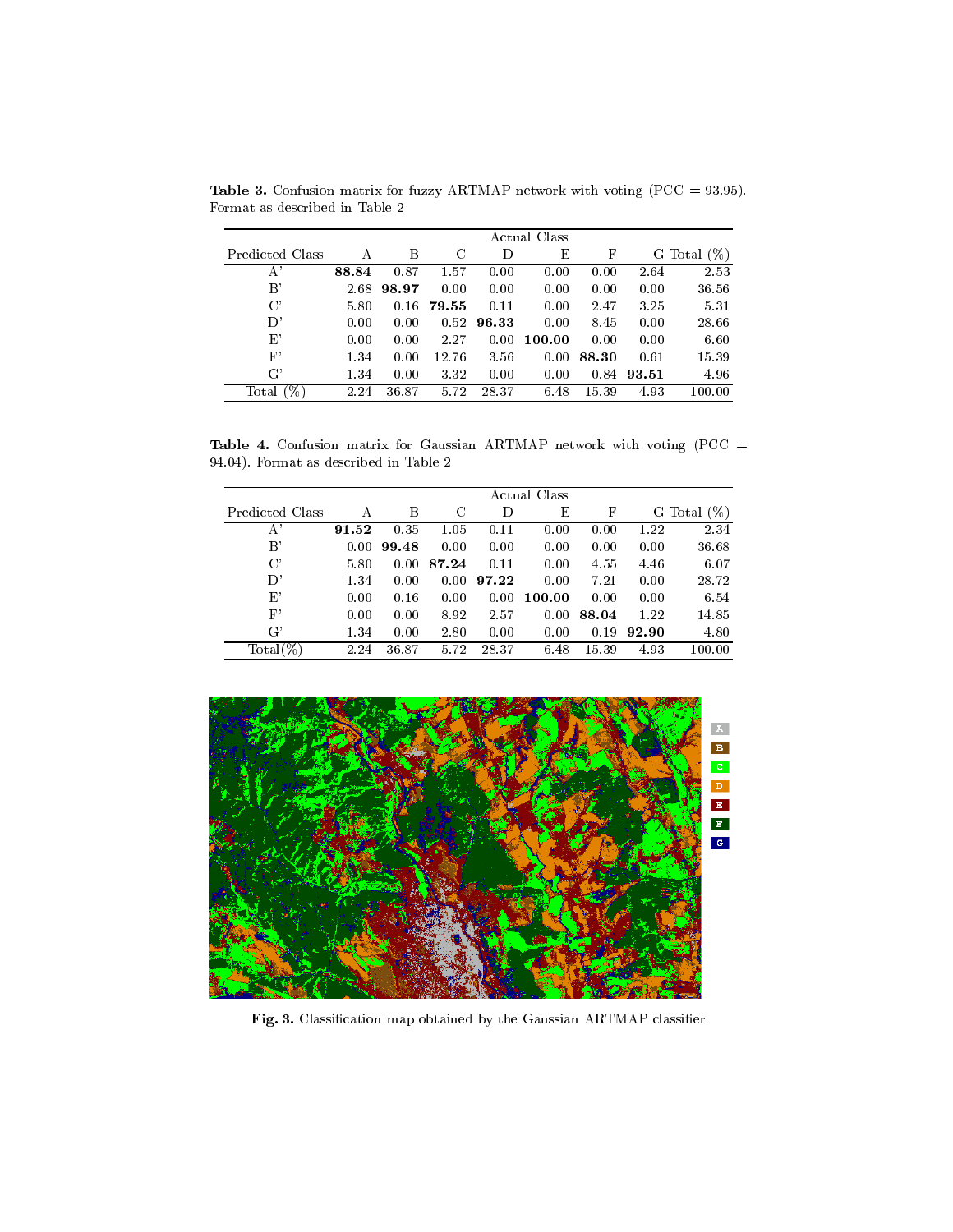**Table 3.** Confusion matrix for fuzzy ARTMAP network with voting (PCC = 93.95). Format as described in Table 2

| | Actual Class | | | | | | | |
|---|---|---|---|---|---|---|---|---|
| Predicted Class | A | B | C | D | E | F | G | Total (%) |
| A' | **88.84** | 0.87 | 1.57 | 0.00 | 0.00 | 0.00 | 2.64 | 2.53 |
| B' | 2.68 | **98.97** | 0.00 | 0.00 | 0.00 | 0.00 | 0.00 | 36.56 |
| C' | 5.80 | 0.16 | **79.55** | 0.11 | 0.00 | 2.47 | 3.25 | 5.31 |
| D' | 0.00 | 0.00 | 0.52 | **96.33** | 0.00 | 8.45 | 0.00 | 28.66 |
| E' | 0.00 | 0.00 | 2.27 | 0.00 | **100.00** | 0.00 | 0.00 | 6.60 |
| F' | 1.34 | 0.00 | 12.76 | 3.56 | 0.00 | **88.30** | 0.61 | 15.39 |
| G' | 1.34 | 0.00 | 3.32 | 0.00 | 0.00 | 0.84 | **93.51** | 4.96 |
| Total (%) | 2.24 | 36.87 | 5.72 | 28.37 | 6.48 | 15.39 | 4.93 | 100.00 |

**Table 4.** Confusion matrix for Gaussian ARTMAP network with voting (PCC = 94.04). Format as described in Table 2

| | Actual Class | | | | | | | |
|---|---|---|---|---|---|---|---|---|
| Predicted Class | A | B | C | D | E | F | G | Total (%) |
| A' | **91.52** | 0.35 | 1.05 | 0.11 | 0.00 | 0.00 | 1.22 | 2.34 |
| B' | 0.00 | **99.48** | 0.00 | 0.00 | 0.00 | 0.00 | 0.00 | 36.68 |
| C' | 5.80 | 0.00 | **87.24** | 0.11 | 0.00 | 4.55 | 4.46 | 6.07 |
| D' | 1.34 | 0.00 | 0.00 | **97.22** | 0.00 | 7.21 | 0.00 | 28.72 |
| E' | 0.00 | 0.16 | 0.00 | 0.00 | **100.00** | 0.00 | 0.00 | 6.54 |
| F' | 0.00 | 0.00 | 8.92 | 2.57 | 0.00 | **88.04** | 1.22 | 14.85 |
| G' | 1.34 | 0.00 | 2.80 | 0.00 | 0.00 | 0.19 | **92.90** | 4.80 |
| Total(%) | 2.24 | 36.87 | 5.72 | 28.37 | 6.48 | 15.39 | 4.93 | 100.00 |

**Fig. 3.** Classification map obtained by the Gaussian ARTMAP classifier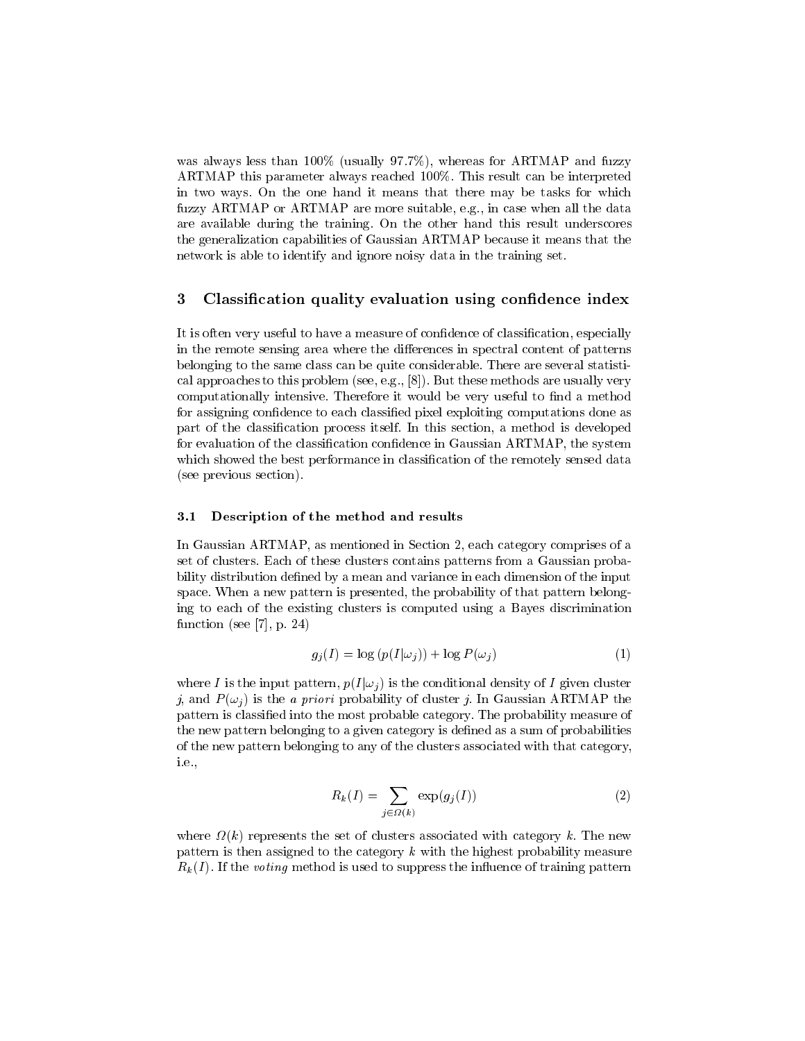was always less than 100% (usually 97.7%), whereas for ARTMAP and fuzzy ARTMAP this parameter always reached 100%. This result can be interpreted in two ways. On the one hand it means that there may be tasks for which fuzzy ARTMAP or ARTMAP are more suitable, e.g., in case when all the data are available during the training. On the other hand this result underscores the generalization capabilities of Gaussian ARTMAP because it means that the network is able to identify and ignore noisy data in the training set.

## 3 Classification quality evaluation using confidence index

It is often very useful to have a measure of confidence of classification, especially in the remote sensing area where the differences in spectral content of patterns belonging to the same class can be quite considerable. There are several statistical approaches to this problem (see, e.g., [8]). But these methods are usually very computationally intensive. Therefore it would be very useful to find a method for assigning confidence to each classified pixel exploiting computations done as part of the classification process itself. In this section, a method is developed for evaluation of the classification confidence in Gaussian ARTMAP, the system which showed the best performance in classification of the remotely sensed data (see previous section).

### 3.1 Description of the method and results

In Gaussian ARTMAP, as mentioned in Section 2, each category comprises of a set of clusters. Each of these clusters contains patterns from a Gaussian probability distribution defined by a mean and variance in each dimension of the input space. When a new pattern is presented, the probability of that pattern belonging to each of the existing clusters is computed using a Bayes discrimination function (see [7], p. 24)

$$g_j(I) = \log\left(p(I|\omega_j)\right) + \log P(\omega_j) \tag{1}$$

where $I$ is the input pattern, $p(I|\omega_j)$ is the conditional density of $I$ given cluster $j$, and $P(\omega_j)$ is the *a priori* probability of cluster $j$. In Gaussian ARTMAP the pattern is classified into the most probable category. The probability measure of the new pattern belonging to a given category is defined as a sum of probabilities of the new pattern belonging to any of the clusters associated with that category, i.e.,

$$R_k(I) = \sum_{j \in \Omega(k)} \exp(g_j(I)) \tag{2}$$

where $\Omega(k)$ represents the set of clusters associated with category $k$. The new pattern is then assigned to the category $k$ with the highest probability measure $R_k(I)$. If the *voting* method is used to suppress the influence of training pattern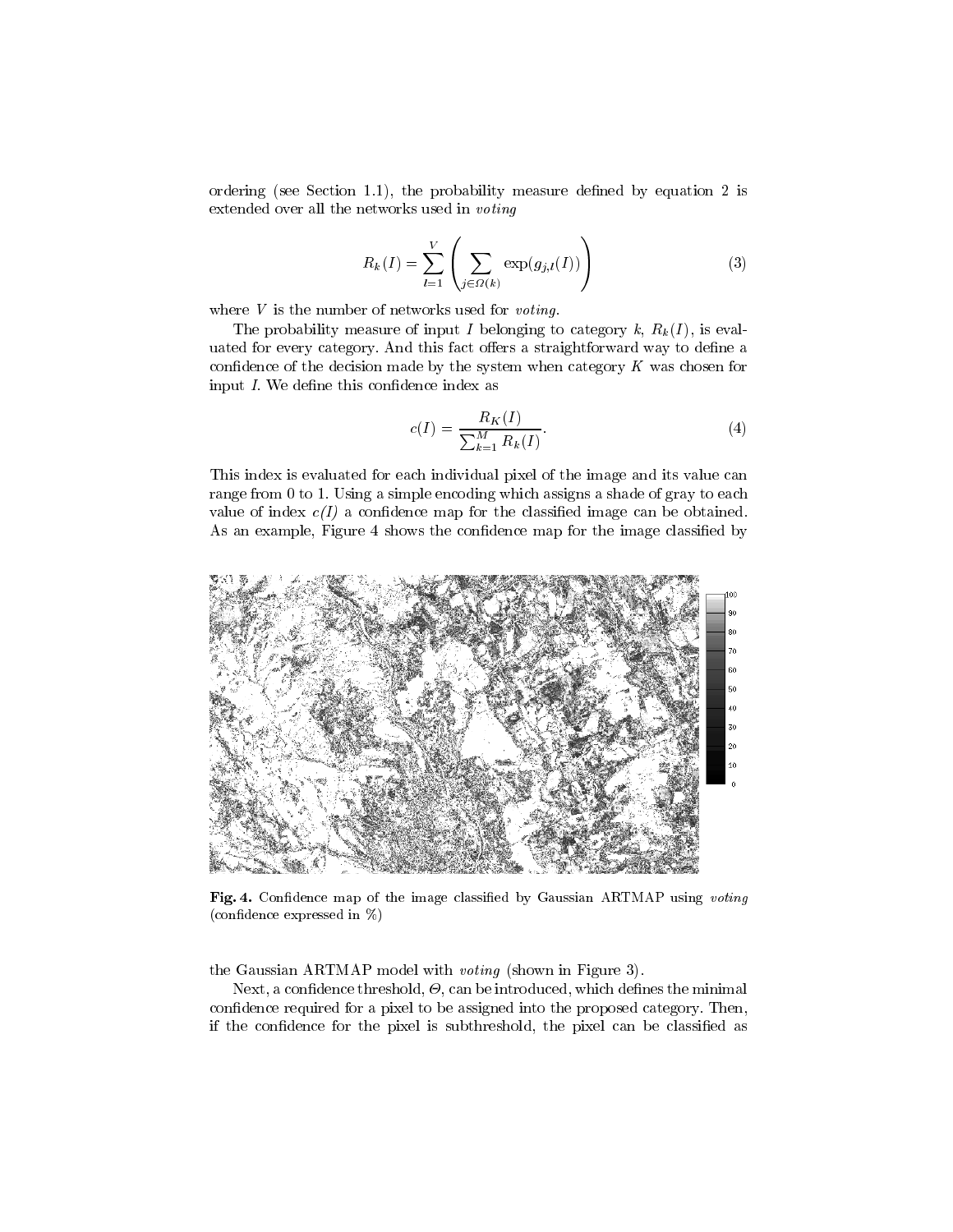ordering (see Section 1.1), the probability measure defined by equation 2 is extended over all the networks used in *voting*

$$R_k(I) = \sum_{l=1}^{V} \left( \sum_{j \in \Omega(k)} \exp(g_{j,l}(I)) \right) \tag{3}$$

where $V$ is the number of networks used for *voting*.

The probability measure of input $I$ belonging to category $k$, $R_k(I)$, is evaluated for every category. And this fact offers a straightforward way to define a confidence of the decision made by the system when category $K$ was chosen for input $I$. We define this confidence index as

$$c(I) = \frac{R_K(I)}{\sum_{k=1}^{M} R_k(I)}. \tag{4}$$

This index is evaluated for each individual pixel of the image and its value can range from 0 to 1. Using a simple encoding which assigns a shade of gray to each value of index *c(I)* a confidence map for the classified image can be obtained. As an example, Figure 4 shows the confidence map for the image classified by

**Fig. 4.** Confidence map of the image classified by Gaussian ARTMAP using *voting* (confidence expressed in %)

the Gaussian ARTMAP model with *voting* (shown in Figure 3).

Next, a confidence threshold, $\Theta$, can be introduced, which defines the minimal confidence required for a pixel to be assigned into the proposed category. Then, if the confidence for the pixel is subthreshold, the pixel can be classified as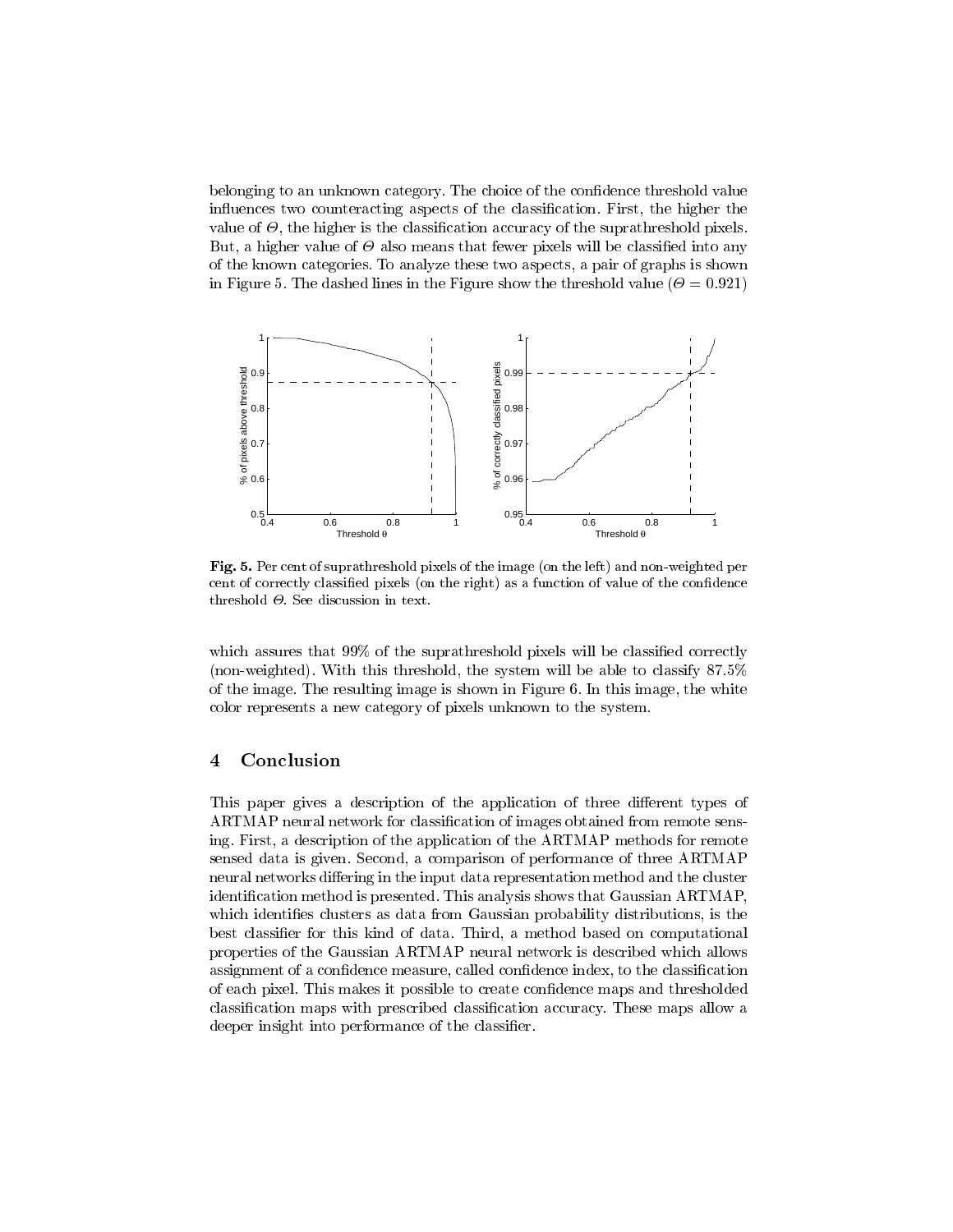belonging to an unknown category. The choice of the confidence threshold value influences two counteracting aspects of the classification. First, the higher the value of $\Theta$, the higher is the classification accuracy of the suprathreshold pixels. But, a higher value of $\Theta$ also means that fewer pixels will be classified into any of the known categories. To analyze these two aspects, a pair of graphs is shown in Figure 5. The dashed lines in the Figure show the threshold value ($\Theta = 0.921$)

**Fig. 5.** Per cent of suprathreshold pixels of the image (on the left) and non-weighted per cent of correctly classified pixels (on the right) as a function of value of the confidence threshold $\Theta$. See discussion in text.

which assures that 99% of the suprathreshold pixels will be classified correctly (non-weighted). With this threshold, the system will be able to classify 87.5% of the image. The resulting image is shown in Figure 6. In this image, the white color represents a new category of pixels unknown to the system.

## 4 Conclusion

This paper gives a description of the application of three different types of ARTMAP neural network for classification of images obtained from remote sensing. First, a description of the application of the ARTMAP methods for remote sensed data is given. Second, a comparison of performance of three ARTMAP neural networks differing in the input data representation method and the cluster identification method is presented. This analysis shows that Gaussian ARTMAP, which identifies clusters as data from Gaussian probability distributions, is the best classifier for this kind of data. Third, a method based on computational properties of the Gaussian ARTMAP neural network is described which allows assignment of a confidence measure, called confidence index, to the classification of each pixel. This makes it possible to create confidence maps and thresholded classification maps with prescribed classification accuracy. These maps allow a deeper insight into performance of the classifier.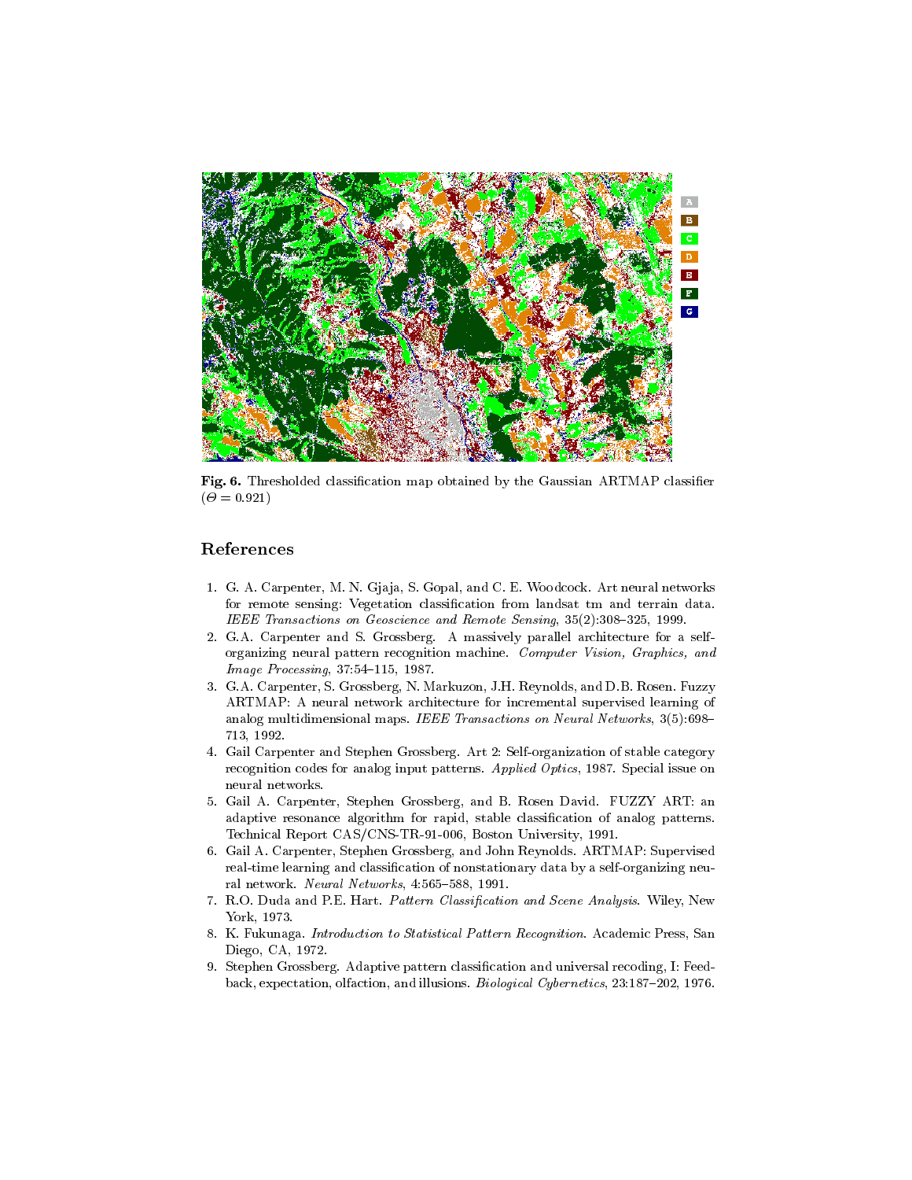**Fig. 6.** Thresholded classification map obtained by the Gaussian ARTMAP classifier ($\Theta = 0.921$)

## References

1. G. A. Carpenter, M. N. Gjaja, S. Gopal, and C. E. Woodcock. Art neural networks for remote sensing: Vegetation classification from landsat tm and terrain data. *IEEE Transactions on Geoscience and Remote Sensing*, 35(2):308–325, 1999.
2. G.A. Carpenter and S. Grossberg. A massively parallel architecture for a self-organizing neural pattern recognition machine. *Computer Vision, Graphics, and Image Processing*, 37:54–115, 1987.
3. G.A. Carpenter, S. Grossberg, N. Markuzon, J.H. Reynolds, and D.B. Rosen. Fuzzy ARTMAP: A neural network architecture for incremental supervised learning of analog multidimensional maps. *IEEE Transactions on Neural Networks*, 3(5):698–713, 1992.
4. Gail Carpenter and Stephen Grossberg. Art 2: Self-organization of stable category recognition codes for analog input patterns. *Applied Optics*, 1987. Special issue on neural networks.
5. Gail A. Carpenter, Stephen Grossberg, and B. Rosen David. FUZZY ART: an adaptive resonance algorithm for rapid, stable classification of analog patterns. Technical Report CAS/CNS-TR-91-006, Boston University, 1991.
6. Gail A. Carpenter, Stephen Grossberg, and John Reynolds. ARTMAP: Supervised real-time learning and classification of nonstationary data by a self-organizing neural network. *Neural Networks*, 4:565–588, 1991.
7. R.O. Duda and P.E. Hart. *Pattern Classification and Scene Analysis*. Wiley, New York, 1973.
8. K. Fukunaga. *Introduction to Statistical Pattern Recognition*. Academic Press, San Diego, CA, 1972.
9. Stephen Grossberg. Adaptive pattern classification and universal recoding, I: Feedback, expectation, olfaction, and illusions. *Biological Cybernetics*, 23:187–202, 1976.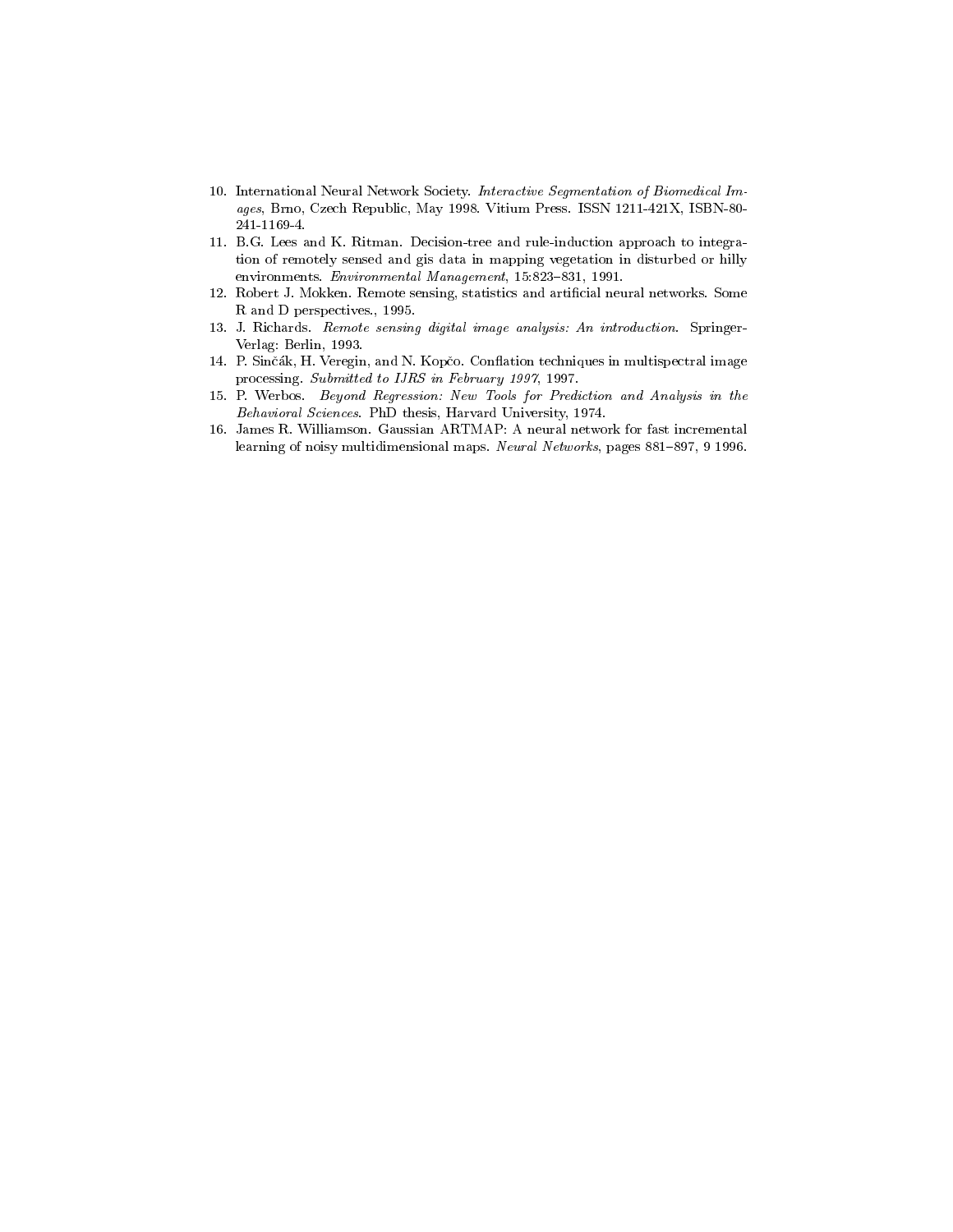10. International Neural Network Society. *Interactive Segmentation of Biomedical Images*, Brno, Czech Republic, May 1998. Vitium Press. ISSN 1211-421X, ISBN-80-241-1169-4.
11. B.G. Lees and K. Ritman. Decision-tree and rule-induction approach to integration of remotely sensed and gis data in mapping vegetation in disturbed or hilly environments. *Environmental Management*, 15:823–831, 1991.
12. Robert J. Mokken. Remote sensing, statistics and artificial neural networks. Some R and D perspectives., 1995.
13. J. Richards. *Remote sensing digital image analysis: An introduction*. Springer-Verlag: Berlin, 1993.
14. P. Sinčák, H. Veregin, and N. Kopčo. Conflation techniques in multispectral image processing. *Submitted to IJRS in February 1997*, 1997.
15. P. Werbos. *Beyond Regression: New Tools for Prediction and Analysis in the Behavioral Sciences*. PhD thesis, Harvard University, 1974.
16. James R. Williamson. Gaussian ARTMAP: A neural network for fast incremental learning of noisy multidimensional maps. *Neural Networks*, pages 881–897, 9 1996.